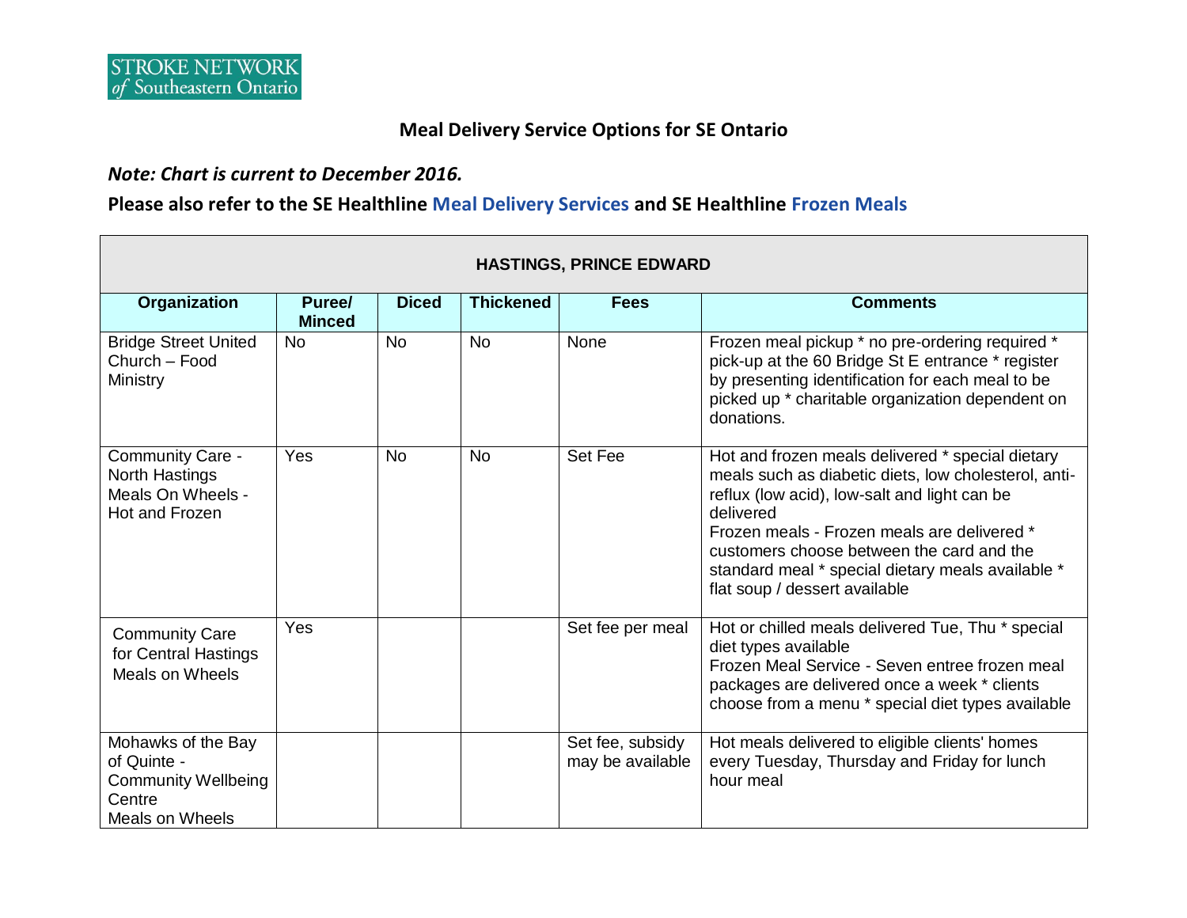STROKE NETWORK of Southeastern Ontario

# Meal Delivery Service Options for SE Ontario

***Note: Chart is current to December 2016.***

**Please also refer to the SE Healthline Meal Delivery Services and SE Healthline Frozen Meals**

| HASTINGS, PRINCE EDWARD | | | | | |
|---|---|---|---|---|---|
| **Organization** | **Puree/ Minced** | **Diced** | **Thickened** | **Fees** | **Comments** |
| Bridge Street United Church – Food Ministry | No | No | No | None | Frozen meal pickup * no pre-ordering required * pick-up at the 60 Bridge St E entrance * register by presenting identification for each meal to be picked up * charitable organization dependent on donations. |
| Community Care - North Hastings Meals On Wheels - Hot and Frozen | Yes | No | No | Set Fee | Hot and frozen meals delivered * special dietary meals such as diabetic diets, low cholesterol, anti-reflux (low acid), low-salt and light can be delivered<br>Frozen meals - Frozen meals are delivered * customers choose between the card and the standard meal * special dietary meals available * flat soup / dessert available |
| Community Care for Central Hastings Meals on Wheels | Yes | | | Set fee per meal | Hot or chilled meals delivered Tue, Thu * special diet types available<br>Frozen Meal Service - Seven entree frozen meal packages are delivered once a week * clients choose from a menu * special diet types available |
| Mohawks of the Bay of Quinte - Community Wellbeing Centre Meals on Wheels | | | | Set fee, subsidy may be available | Hot meals delivered to eligible clients' homes every Tuesday, Thursday and Friday for lunch hour meal |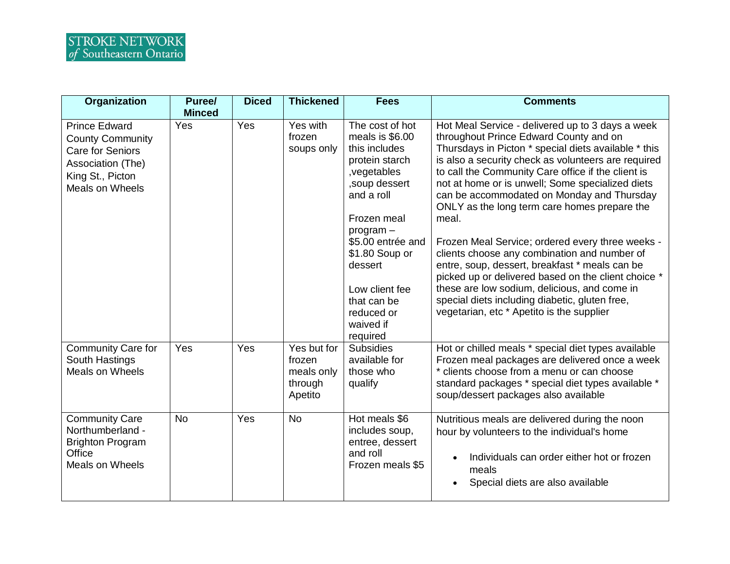| Organization | Puree/ Minced | Diced | Thickened | Fees | Comments |
|---|---|---|---|---|---|
| Prince Edward County Community Care for Seniors Association (The) King St., Picton Meals on Wheels | Yes | Yes | Yes with frozen soups only | The cost of hot meals is $6.00 this includes protein starch ,vegetables ,soup dessert and a roll<br><br>Frozen meal program – $5.00 entrée and $1.80 Soup or dessert<br><br>Low client fee that can be reduced or waived if required | Hot Meal Service - delivered up to 3 days a week throughout Prince Edward County and on Thursdays in Picton * special diets available * this is also a security check as volunteers are required to call the Community Care office if the client is not at home or is unwell; Some specialized diets can be accommodated on Monday and Thursday ONLY as the long term care homes prepare the meal.<br><br>Frozen Meal Service; ordered every three weeks - clients choose any combination and number of entre, soup, dessert, breakfast * meals can be picked up or delivered based on the client choice * these are low sodium, delicious, and come in special diets including diabetic, gluten free, vegetarian, etc * Apetito is the supplier |
| Community Care for South Hastings Meals on Wheels | Yes | Yes | Yes but for frozen meals only through Apetito | Subsidies available for those who qualify | Hot or chilled meals * special diet types available Frozen meal packages are delivered once a week * clients choose from a menu or can choose standard packages * special diet types available * soup/dessert packages also available |
| Community Care Northumberland - Brighton Program Office Meals on Wheels | No | Yes | No | Hot meals $6 includes soup, entree, dessert and roll Frozen meals $5 | Nutritious meals are delivered during the noon hour by volunteers to the individual's home<br><br>• Individuals can order either hot or frozen meals<br>• Special diets are also available |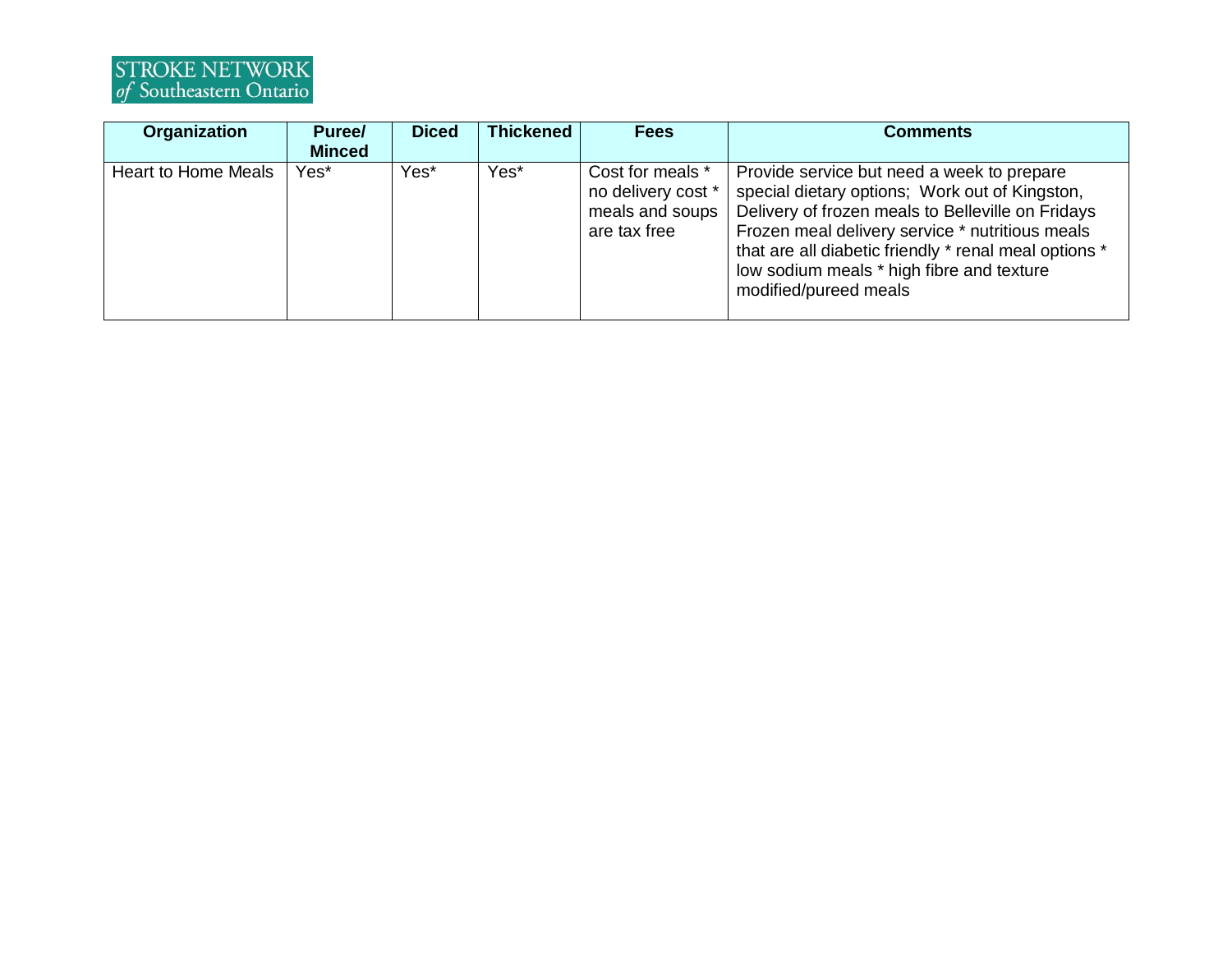| Organization | Puree/ Minced | Diced | Thickened | Fees | Comments |
|---|---|---|---|---|---|
| Heart to Home Meals | Yes* | Yes* | Yes* | Cost for meals * no delivery cost * meals and soups are tax free | Provide service but need a week to prepare special dietary options; Work out of Kingston, Delivery of frozen meals to Belleville on Fridays Frozen meal delivery service * nutritious meals that are all diabetic friendly * renal meal options * low sodium meals * high fibre and texture modified/pureed meals |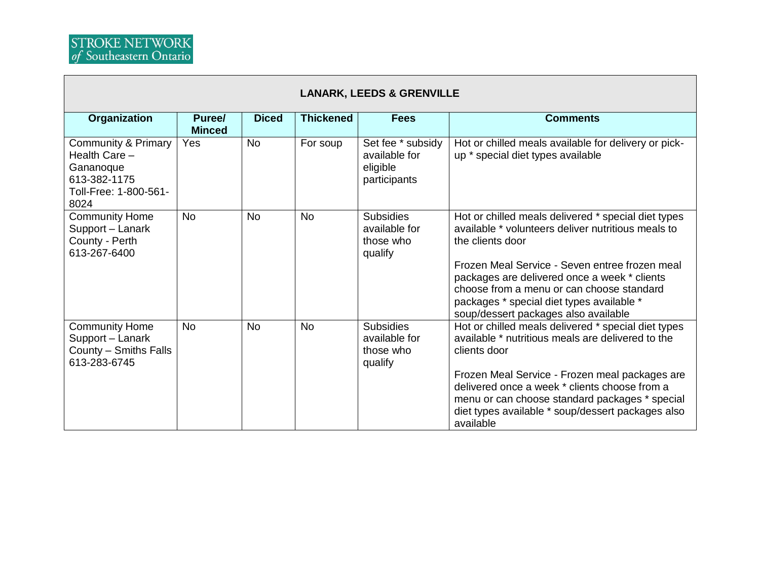STROKE NETWORK *of* Southeastern Ontario

| LANARK, LEEDS & GRENVILLE | | | | | |
|---|---|---|---|---|---|
| **Organization** | **Puree/ Minced** | **Diced** | **Thickened** | **Fees** | **Comments** |
| Community & Primary Health Care – Gananoque 613-382-1175 Toll-Free: 1-800-561-8024 | Yes | No | For soup | Set fee * subsidy available for eligible participants | Hot or chilled meals available for delivery or pick-up * special diet types available |
| Community Home Support – Lanark County - Perth 613-267-6400 | No | No | No | Subsidies available for those who qualify | Hot or chilled meals delivered * special diet types available * volunteers deliver nutritious meals to the clients door<br><br>Frozen Meal Service - Seven entree frozen meal packages are delivered once a week * clients choose from a menu or can choose standard packages * special diet types available * soup/dessert packages also available |
| Community Home Support – Lanark County – Smiths Falls 613-283-6745 | No | No | No | Subsidies available for those who qualify | Hot or chilled meals delivered * special diet types available * nutritious meals are delivered to the clients door<br><br>Frozen Meal Service - Frozen meal packages are delivered once a week * clients choose from a menu or can choose standard packages * special diet types available * soup/dessert packages also available |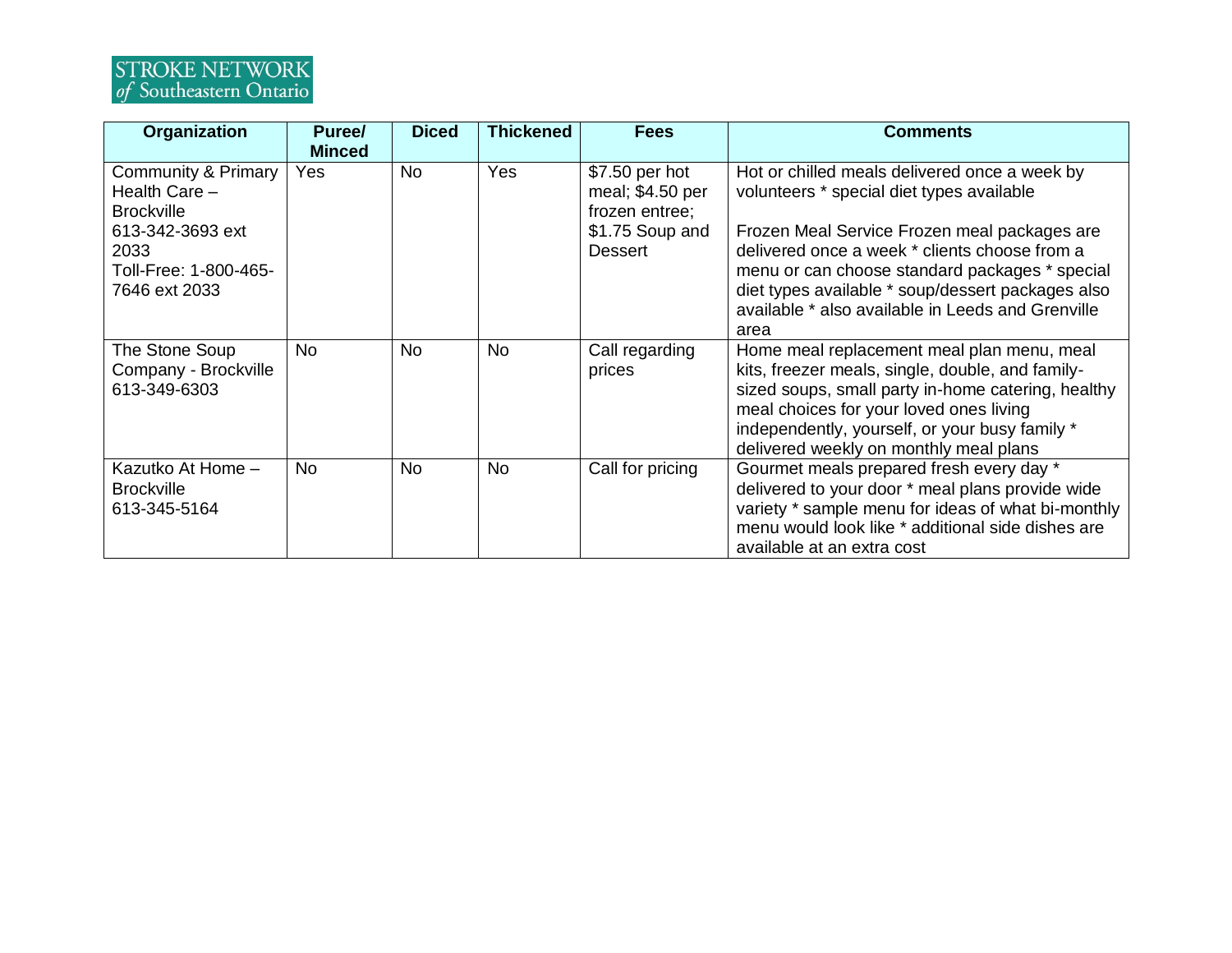| Organization | Puree/ Minced | Diced | Thickened | Fees | Comments |
| --- | --- | --- | --- | --- | --- |
| Community & Primary Health Care – Brockville 613-342-3693 ext 2033 Toll-Free: 1-800-465-7646 ext 2033 | Yes | No | Yes | $7.50 per hot meal; $4.50 per frozen entree; $1.75 Soup and Dessert | Hot or chilled meals delivered once a week by volunteers * special diet types available<br><br>Frozen Meal Service Frozen meal packages are delivered once a week * clients choose from a menu or can choose standard packages * special diet types available * soup/dessert packages also available * also available in Leeds and Grenville area |
| The Stone Soup Company - Brockville 613-349-6303 | No | No | No | Call regarding prices | Home meal replacement meal plan menu, meal kits, freezer meals, single, double, and family-sized soups, small party in-home catering, healthy meal choices for your loved ones living independently, yourself, or your busy family * delivered weekly on monthly meal plans |
| Kazutko At Home – Brockville 613-345-5164 | No | No | No | Call for pricing | Gourmet meals prepared fresh every day * delivered to your door * meal plans provide wide variety * sample menu for ideas of what bi-monthly menu would look like * additional side dishes are available at an extra cost |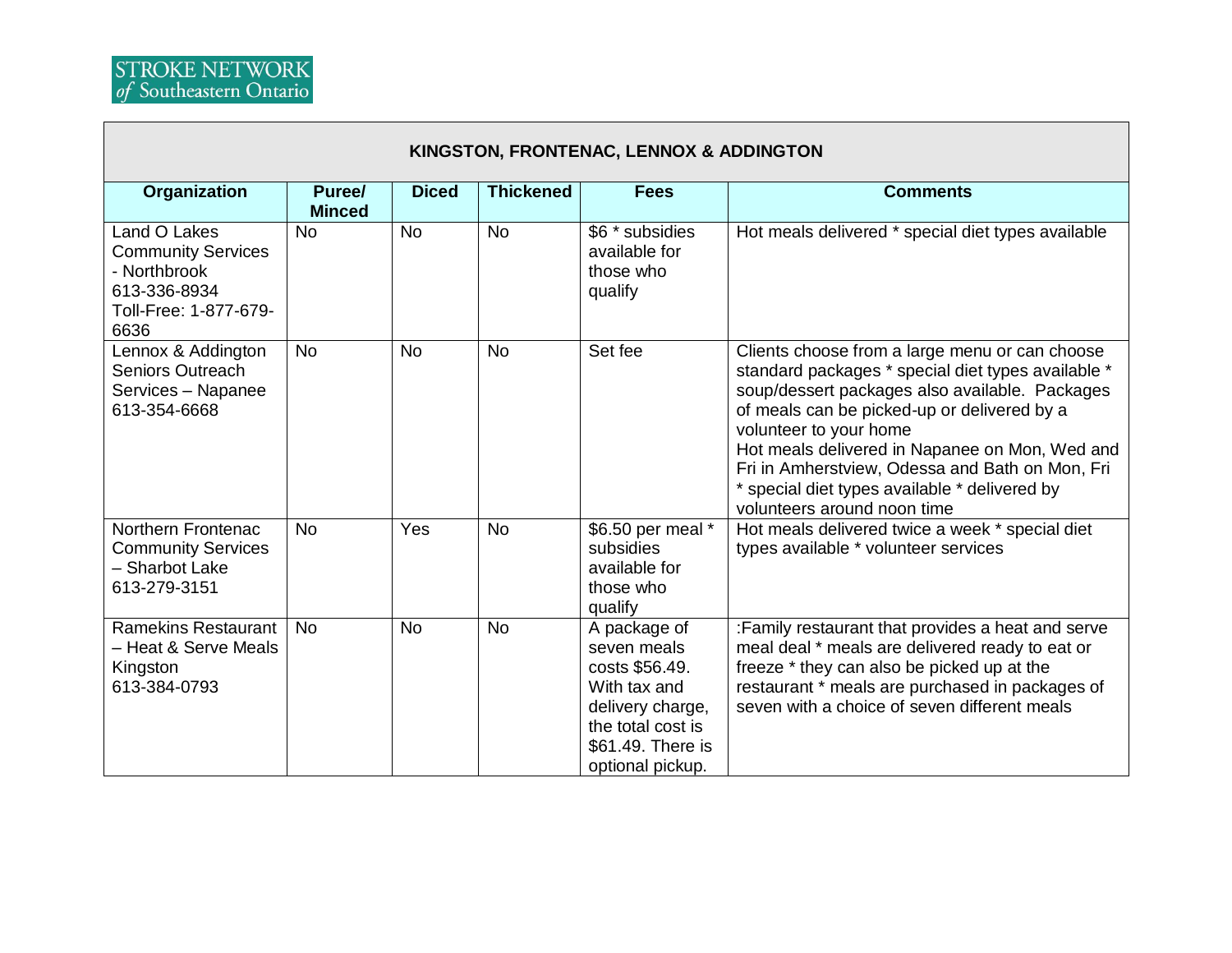STROKE NETWORK *of* Southeastern Ontario

| KINGSTON, FRONTENAC, LENNOX & ADDINGTON | | | | | |
|---|---|---|---|---|---|
| **Organization** | **Puree/ Minced** | **Diced** | **Thickened** | **Fees** | **Comments** |
| Land O Lakes Community Services - Northbrook 613-336-8934 Toll-Free: 1-877-679-6636 | No | No | No | $6 * subsidies available for those who qualify | Hot meals delivered * special diet types available |
| Lennox & Addington Seniors Outreach Services – Napanee 613-354-6668 | No | No | No | Set fee | Clients choose from a large menu or can choose standard packages * special diet types available * soup/dessert packages also available. Packages of meals can be picked-up or delivered by a volunteer to your home<br>Hot meals delivered in Napanee on Mon, Wed and Fri in Amherstview, Odessa and Bath on Mon, Fri * special diet types available * delivered by volunteers around noon time |
| Northern Frontenac Community Services – Sharbot Lake 613-279-3151 | No | Yes | No | $6.50 per meal * subsidies available for those who qualify | Hot meals delivered twice a week * special diet types available * volunteer services |
| Ramekins Restaurant – Heat & Serve Meals Kingston 613-384-0793 | No | No | No | A package of seven meals costs $56.49. With tax and delivery charge, the total cost is $61.49. There is optional pickup. | :Family restaurant that provides a heat and serve meal deal * meals are delivered ready to eat or freeze * they can also be picked up at the restaurant * meals are purchased in packages of seven with a choice of seven different meals |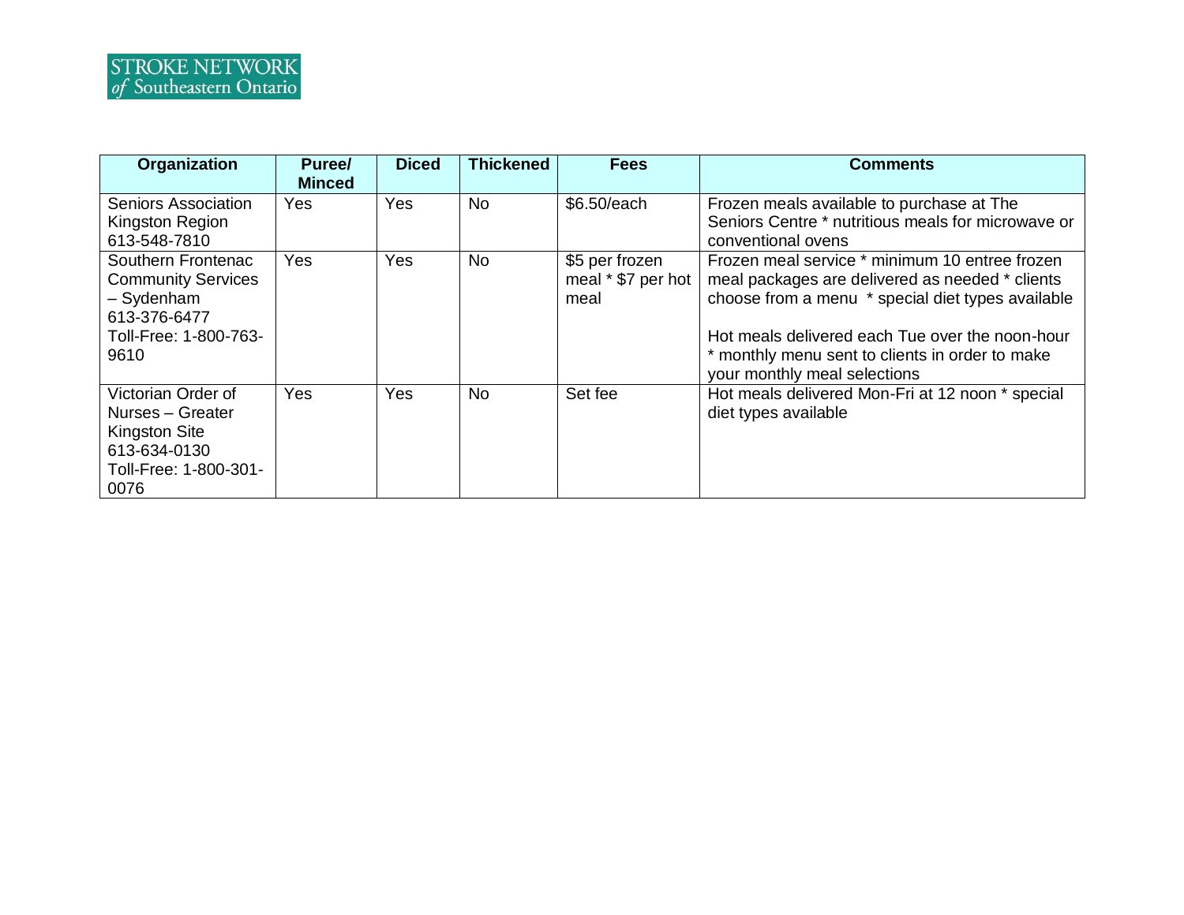| Organization | Puree/ Minced | Diced | Thickened | Fees | Comments |
|---|---|---|---|---|---|
| Seniors Association Kingston Region 613-548-7810 | Yes | Yes | No | $6.50/each | Frozen meals available to purchase at The Seniors Centre * nutritious meals for microwave or conventional ovens |
| Southern Frontenac Community Services – Sydenham 613-376-6477 Toll-Free: 1-800-763-9610 | Yes | Yes | No | $5 per frozen meal * $7 per hot meal | Frozen meal service * minimum 10 entree frozen meal packages are delivered as needed * clients choose from a menu * special diet types available<br><br>Hot meals delivered each Tue over the noon-hour * monthly menu sent to clients in order to make your monthly meal selections |
| Victorian Order of Nurses – Greater Kingston Site 613-634-0130 Toll-Free: 1-800-301-0076 | Yes | Yes | No | Set fee | Hot meals delivered Mon-Fri at 12 noon * special diet types available |